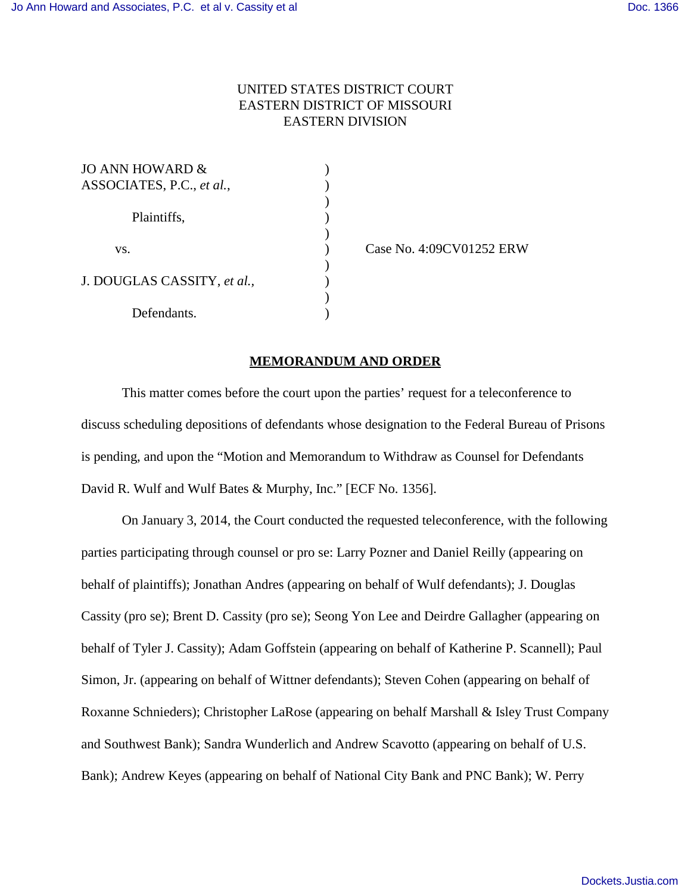UNITED STATES DISTRICT COURT
EASTERN DISTRICT OF MISSOURI
EASTERN DIVISION

| | | |
|---|---|---|
| JO ANN HOWARD & ASSOCIATES, P.C., *et al.*, | ) | |
| Plaintiffs, | ) | |
| vs. | ) | Case No. 4:09CV01252 ERW |
| J. DOUGLAS CASSITY, *et al.*, | ) | |
| Defendants. | ) | |

**MEMORANDUM AND ORDER**

This matter comes before the court upon the parties' request for a teleconference to discuss scheduling depositions of defendants whose designation to the Federal Bureau of Prisons is pending, and upon the "Motion and Memorandum to Withdraw as Counsel for Defendants David R. Wulf and Wulf Bates & Murphy, Inc." [ECF No. 1356].

On January 3, 2014, the Court conducted the requested teleconference, with the following parties participating through counsel or pro se: Larry Pozner and Daniel Reilly (appearing on behalf of plaintiffs); Jonathan Andres (appearing on behalf of Wulf defendants); J. Douglas Cassity (pro se); Brent D. Cassity (pro se); Seong Yon Lee and Deirdre Gallagher (appearing on behalf of Tyler J. Cassity); Adam Goffstein (appearing on behalf of Katherine P. Scannell); Paul Simon, Jr. (appearing on behalf of Wittner defendants); Steven Cohen (appearing on behalf of Roxanne Schnieders); Christopher LaRose (appearing on behalf Marshall & Isley Trust Company and Southwest Bank); Sandra Wunderlich and Andrew Scavotto (appearing on behalf of U.S. Bank); Andrew Keyes (appearing on behalf of National City Bank and PNC Bank); W. Perry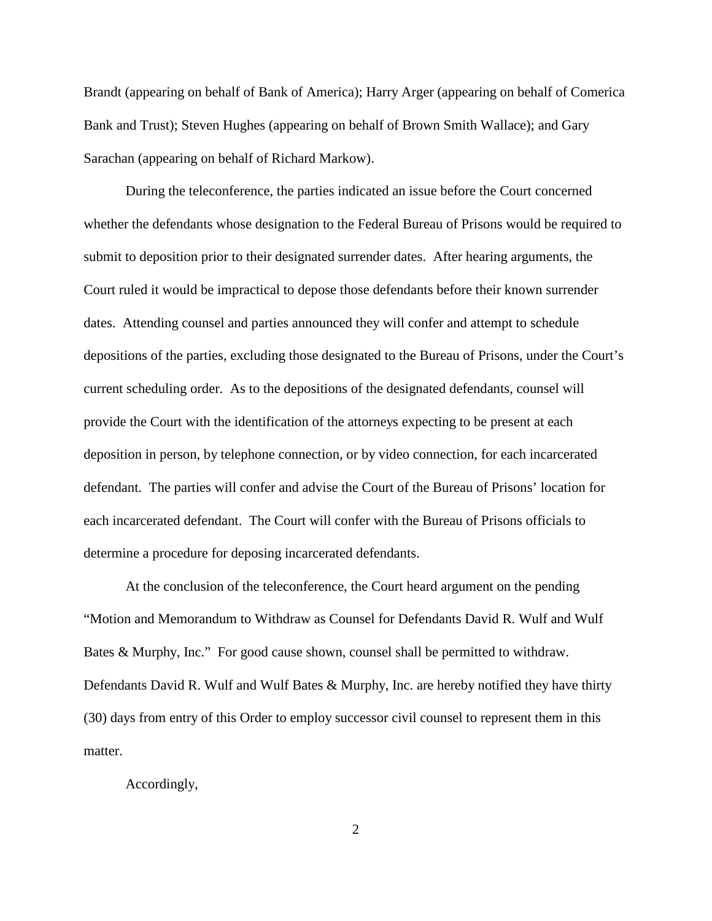Brandt (appearing on behalf of Bank of America); Harry Arger (appearing on behalf of Comerica Bank and Trust); Steven Hughes (appearing on behalf of Brown Smith Wallace); and Gary Sarachan (appearing on behalf of Richard Markow).

During the teleconference, the parties indicated an issue before the Court concerned whether the defendants whose designation to the Federal Bureau of Prisons would be required to submit to deposition prior to their designated surrender dates. After hearing arguments, the Court ruled it would be impractical to depose those defendants before their known surrender dates. Attending counsel and parties announced they will confer and attempt to schedule depositions of the parties, excluding those designated to the Bureau of Prisons, under the Court's current scheduling order. As to the depositions of the designated defendants, counsel will provide the Court with the identification of the attorneys expecting to be present at each deposition in person, by telephone connection, or by video connection, for each incarcerated defendant. The parties will confer and advise the Court of the Bureau of Prisons' location for each incarcerated defendant. The Court will confer with the Bureau of Prisons officials to determine a procedure for deposing incarcerated defendants.

At the conclusion of the teleconference, the Court heard argument on the pending "Motion and Memorandum to Withdraw as Counsel for Defendants David R. Wulf and Wulf Bates & Murphy, Inc." For good cause shown, counsel shall be permitted to withdraw. Defendants David R. Wulf and Wulf Bates & Murphy, Inc. are hereby notified they have thirty (30) days from entry of this Order to employ successor civil counsel to represent them in this matter.

Accordingly,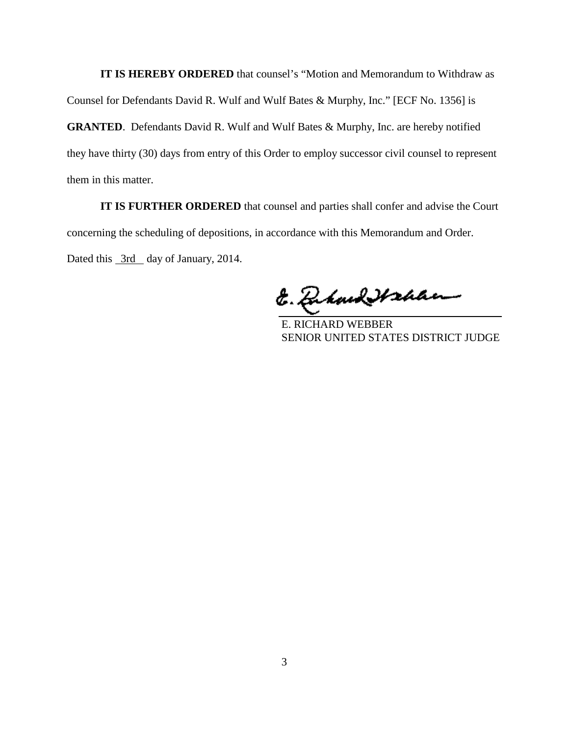**IT IS HEREBY ORDERED** that counsel's "Motion and Memorandum to Withdraw as Counsel for Defendants David R. Wulf and Wulf Bates & Murphy, Inc." [ECF No. 1356] is **GRANTED**. Defendants David R. Wulf and Wulf Bates & Murphy, Inc. are hereby notified they have thirty (30) days from entry of this Order to employ successor civil counsel to represent them in this matter.

**IT IS FURTHER ORDERED** that counsel and parties shall confer and advise the Court concerning the scheduling of depositions, in accordance with this Memorandum and Order.

Dated this 3rd day of January, 2014.

E. RICHARD WEBBER
SENIOR UNITED STATES DISTRICT JUDGE